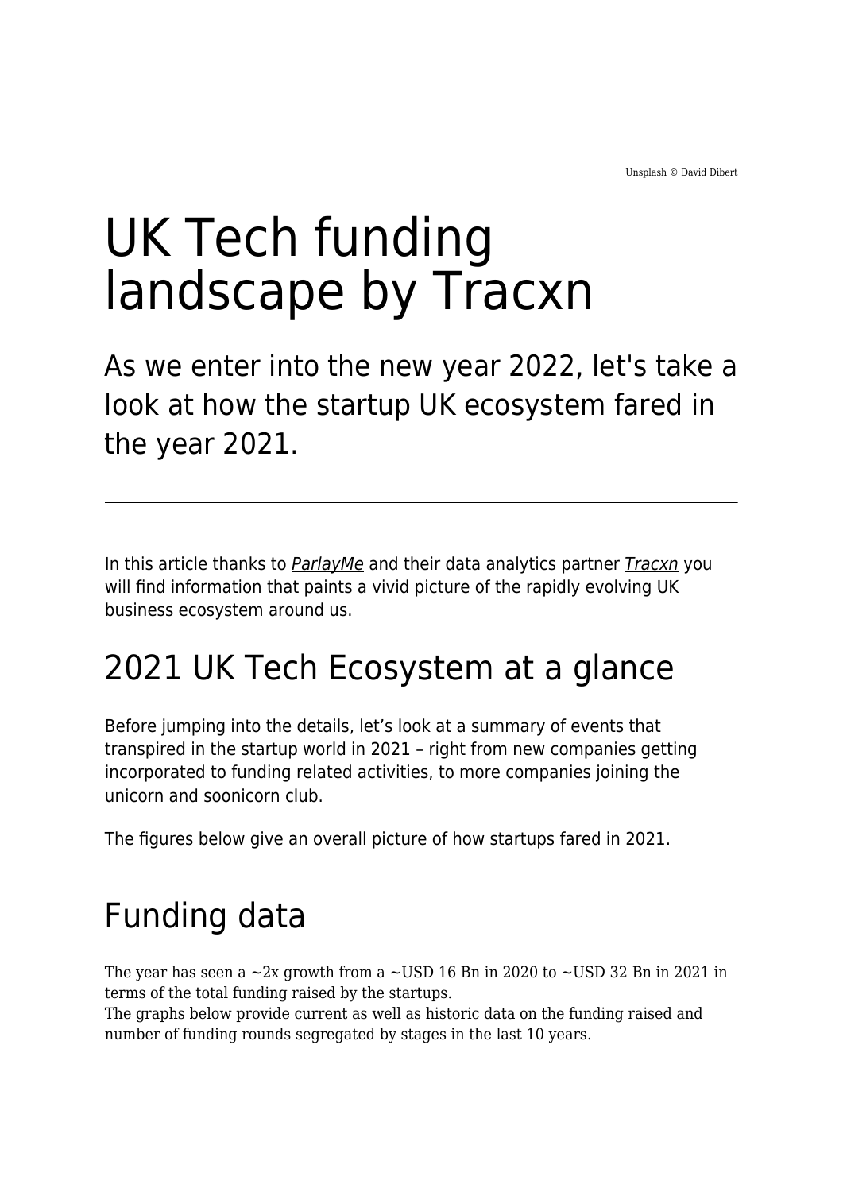Unsplash © David Dibert

# UK Tech funding landscape by Tracxn

## As we enter into the new year 2022, let's take a look at how the startup UK ecosystem fared in the year 2021.

---

In this article thanks to *ParlayMe* and their data analytics partner *Tracxn* you will find information that paints a vivid picture of the rapidly evolving UK business ecosystem around us.

## 2021 UK Tech Ecosystem at a glance

Before jumping into the details, let's look at a summary of events that transpired in the startup world in 2021 – right from new companies getting incorporated to funding related activities, to more companies joining the unicorn and soonicorn club.

The figures below give an overall picture of how startups fared in 2021.

## Funding data

The year has seen a ~2x growth from a ~USD 16 Bn in 2020 to ~USD 32 Bn in 2021 in terms of the total funding raised by the startups.
The graphs below provide current as well as historic data on the funding raised and number of funding rounds segregated by stages in the last 10 years.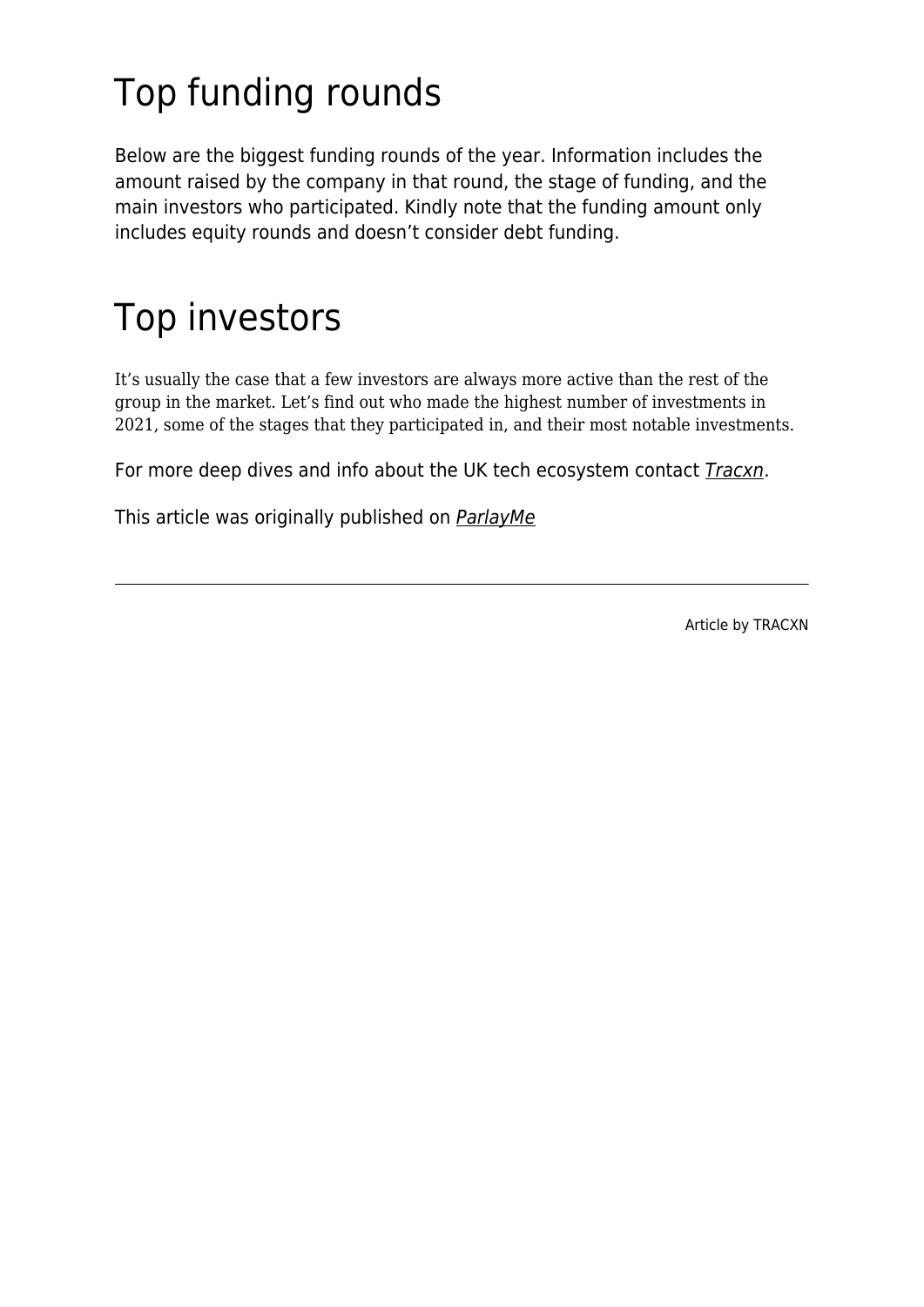# Top funding rounds

Below are the biggest funding rounds of the year. Information includes the amount raised by the company in that round, the stage of funding, and the main investors who participated. Kindly note that the funding amount only includes equity rounds and doesn't consider debt funding.

# Top investors

It's usually the case that a few investors are always more active than the rest of the group in the market. Let's find out who made the highest number of investments in 2021, some of the stages that they participated in, and their most notable investments.

For more deep dives and info about the UK tech ecosystem contact *Tracxn*.

This article was originally published on *ParlayMe*

---

Article by TRACXN